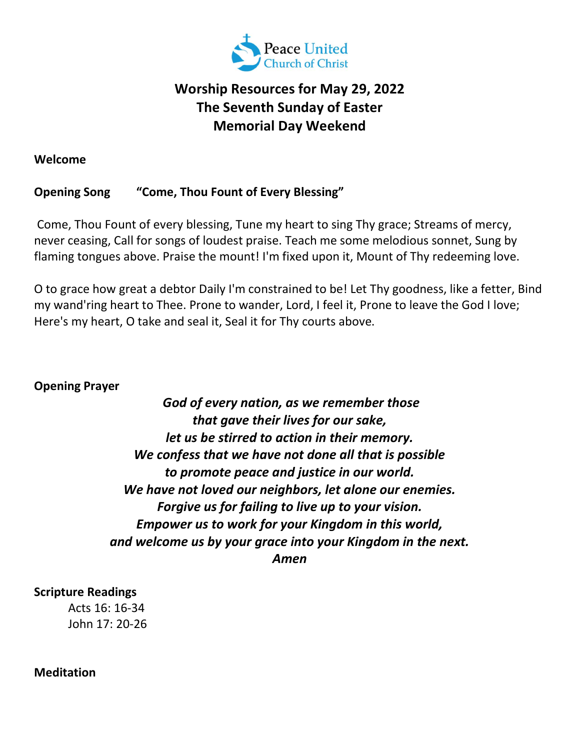Peace United Church of Christ

# Worship Resources for May 29, 2022
# The Seventh Sunday of Easter
# Memorial Day Weekend

**Welcome**

**Opening Song "Come, Thou Fount of Every Blessing"**

Come, Thou Fount of every blessing, Tune my heart to sing Thy grace; Streams of mercy, never ceasing, Call for songs of loudest praise. Teach me some melodious sonnet, Sung by flaming tongues above. Praise the mount! I'm fixed upon it, Mount of Thy redeeming love.

O to grace how great a debtor Daily I'm constrained to be! Let Thy goodness, like a fetter, Bind my wand'ring heart to Thee. Prone to wander, Lord, I feel it, Prone to leave the God I love; Here's my heart, O take and seal it, Seal it for Thy courts above.

**Opening Prayer**

***God of every nation, as we remember those***
***that gave their lives for our sake,***
***let us be stirred to action in their memory.***
***We confess that we have not done all that is possible***
***to promote peace and justice in our world.***
***We have not loved our neighbors, let alone our enemies.***
***Forgive us for failing to live up to your vision.***
***Empower us to work for your Kingdom in this world,***
***and welcome us by your grace into your Kingdom in the next.***
***Amen***

**Scripture Readings**

Acts 16: 16-34
John 17: 20-26

**Meditation**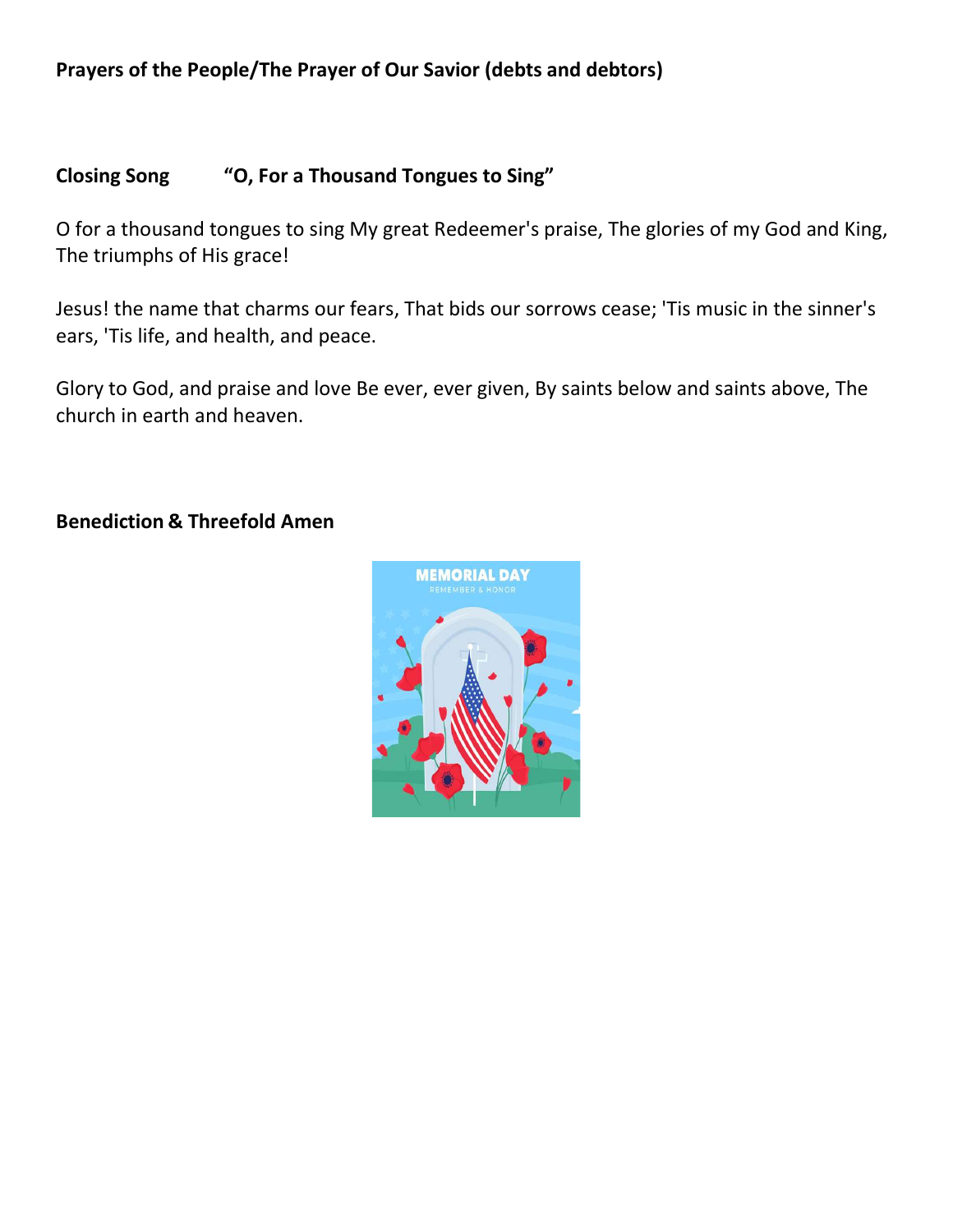**Prayers of the People/The Prayer of Our Savior (debts and debtors)**

**Closing Song "O, For a Thousand Tongues to Sing"**

O for a thousand tongues to sing My great Redeemer's praise, The glories of my God and King, The triumphs of His grace!

Jesus! the name that charms our fears, That bids our sorrows cease; 'Tis music in the sinner's ears, 'Tis life, and health, and peace.

Glory to God, and praise and love Be ever, ever given, By saints below and saints above, The church in earth and heaven.

**Benediction & Threefold Amen**